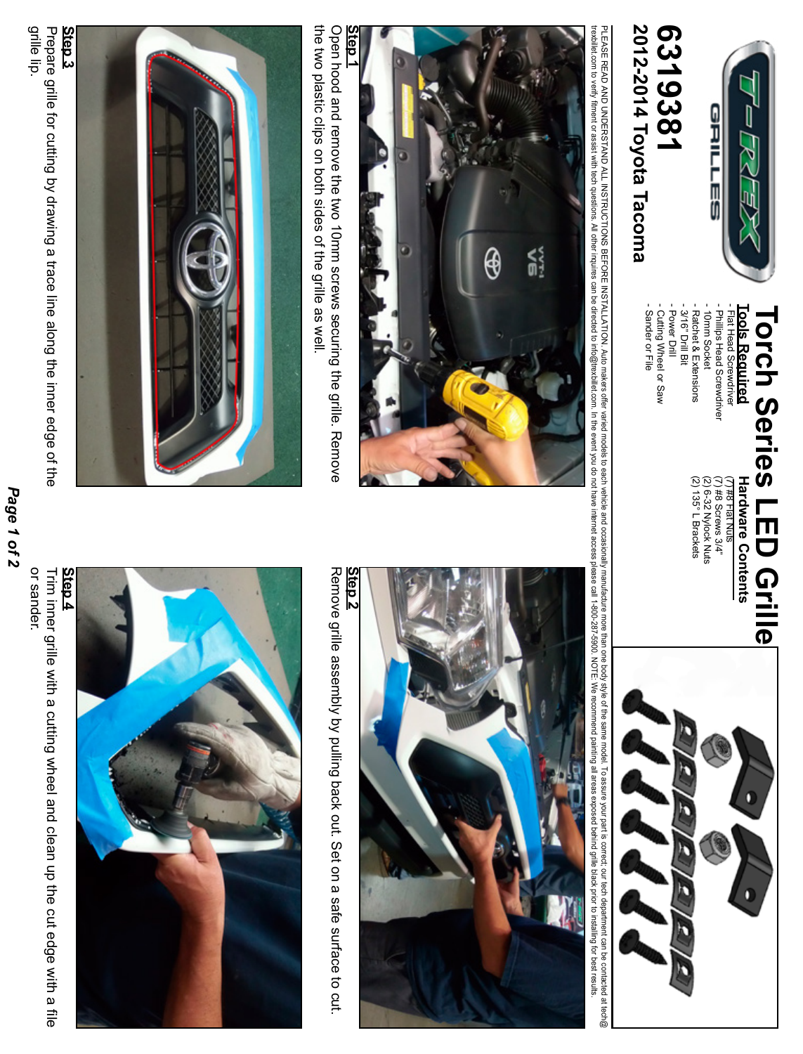# 6319381

## 2012-2014 Toyota Tacoma

# Torch Series LED Grille

### Tools Required

- Flat Head Screwdriver
- Phillips Head Screwdriver
- 10mm Socket
- Ratchet & Extensions
- 3/16" Drill Bit
- Power Drill
- Cutting Wheel or Saw
- Sander or File

### Hardware Contents

(7) #8 Flat Nuts
(7) #8 Screws 3/4"
(2) 6-32 Nylock Nuts
(2) 135° L Brackets

PLEASE READ AND UNDERSTAND ALL INSTRUCTIONS BEFORE INSTALLATION. Auto makers offer varied models to each vehicle and occasionally manufacture more than one body style of the same model. To assure your part is correct, our tech department can be contacted at tech@trexbillet.com to verify fitment or assist with tech questions. All other inquires can be directed to info@trexbillet.com. In the event you do not have internet access please call 1-800-287-5900. NOTE: We recommend painting all areas exposed behind grille black prior to installing for best results.

**Step 1**
Open hood and remove the two 10mm screws securing the grille. Remove the two plastic clips on both sides of the grille as well.

**Step 2**
Remove grille assembly by pulling back out. Set on a safe surface to cut.

**Step 3**
Prepare grille for cutting by drawing a trace line along the inner edge of the grille lip.

**Step 4**
Trim inner grille with a cutting wheel and clean up the cut edge with a file or sander.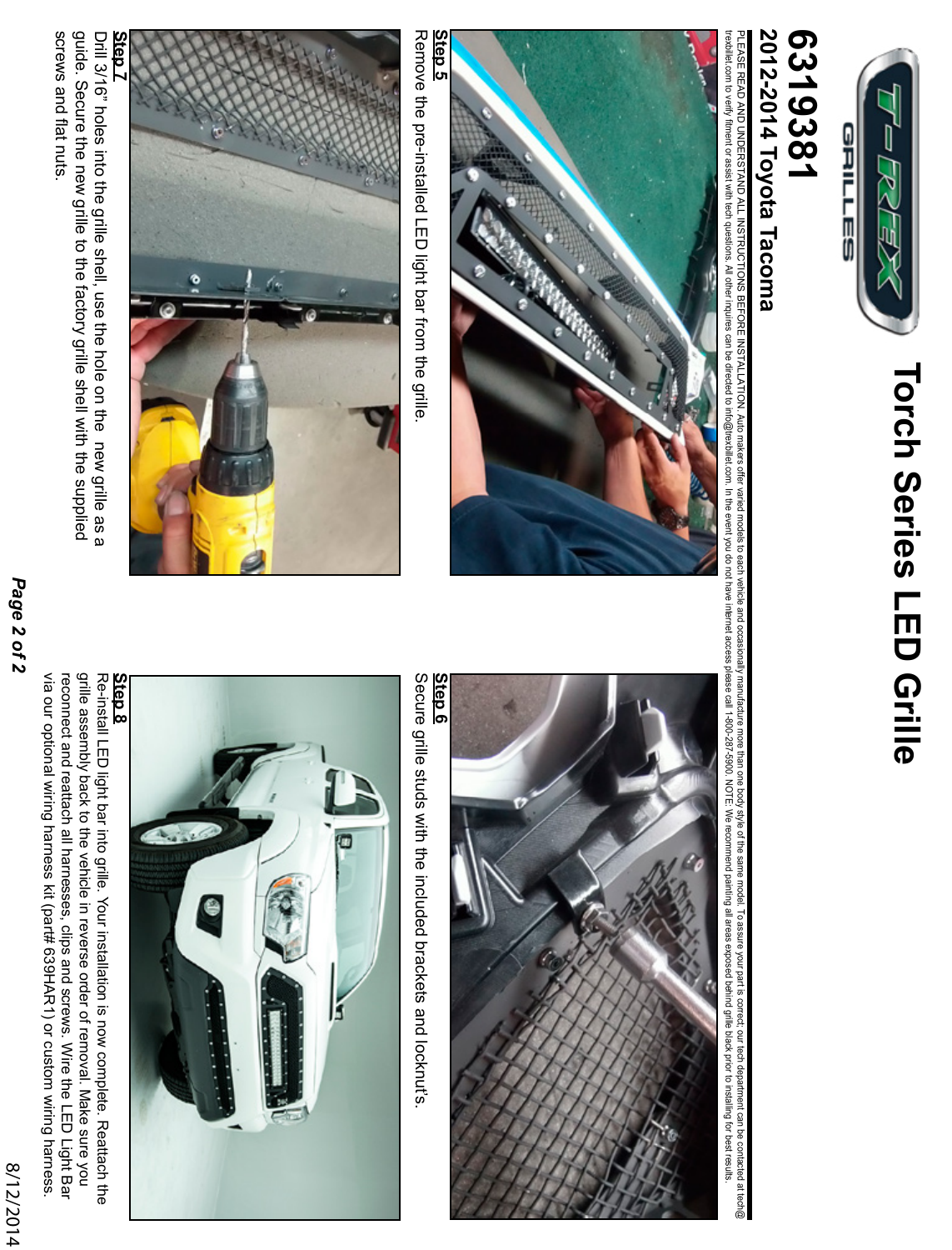# Torch Series LED Grille

## 6319381

## 2012-2014 Toyota Tacoma

PLEASE READ AND UNDERSTAND ALL INSTRUCTIONS BEFORE INSTALLATION. Auto makers offer varied models to each vehicle and occasionally manufacture more than one body style of the same model. To assure your part is correct, our tech department can be contacted at tech@trexbillet.com to verify fitment or assist with tech questions. All other inquires can be directed to info@trexbillet.com. In the event you do not have internet access please call 1-800-287-5900. NOTE: We recommend painting all areas exposed behind grille black prior to installing for best results.

**Step 5**

Remove the pre-installed LED light bar from the grille.

**Step 6**

Secure grille studs with the included brackets and locknut's.

**Step 7**

Drill 3/16" holes into the grille shell, use the hole on the new grille as a guide. Secure the new grille to the factory grille shell with the supplied screws and flat nuts.

**Step 8**

Re-install LED light bar into grille. Your installation is now complete. Reattach the grille assembly back to the vehicle in reverse order of removal. Make sure you reconnect and reattach all harnesses, clips and screws. Wire the LED Light Bar via our optional wiring harness kit (part# 639HAR1) or custom wiring harness.

8/12/2014